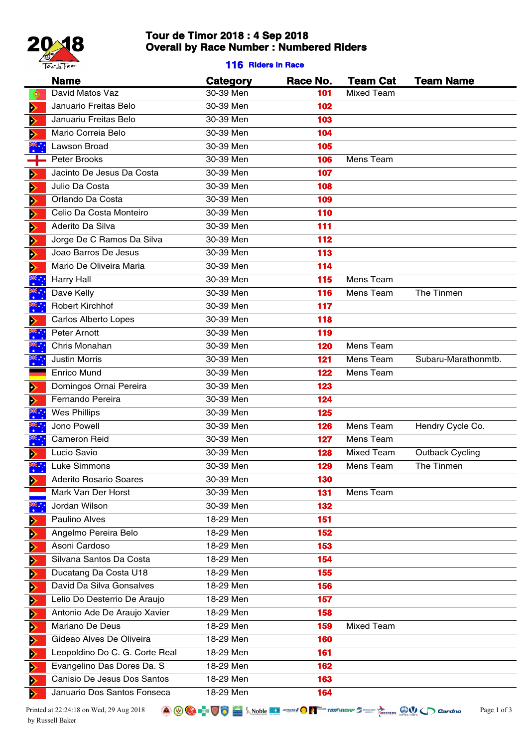# Tour de Timor 2018 : 4 Sep 2018
## Overall by Race Number : Numbered Riders

**116 Riders in Race**

| Name | Category | Race No. | Team Cat | Team Name |
|---|---|---|---|---|
| David Matos Vaz | 30-39 Men | 101 | Mixed Team | |
| Januario Freitas Belo | 30-39 Men | 102 | | |
| Januariu Freitas Belo | 30-39 Men | 103 | | |
| Mario Correia Belo | 30-39 Men | 104 | | |
| Lawson Broad | 30-39 Men | 105 | | |
| Peter Brooks | 30-39 Men | 106 | Mens Team | |
| Jacinto De Jesus Da Costa | 30-39 Men | 107 | | |
| Julio Da Costa | 30-39 Men | 108 | | |
| Orlando Da Costa | 30-39 Men | 109 | | |
| Celio Da Costa Monteiro | 30-39 Men | 110 | | |
| Aderito Da Silva | 30-39 Men | 111 | | |
| Jorge De C Ramos Da Silva | 30-39 Men | 112 | | |
| Joao Barros De Jesus | 30-39 Men | 113 | | |
| Mario De Oliveira Maria | 30-39 Men | 114 | | |
| Harry Hall | 30-39 Men | 115 | Mens Team | |
| Dave Kelly | 30-39 Men | 116 | Mens Team | The Tinmen |
| Robert Kirchhof | 30-39 Men | 117 | | |
| Carlos Alberto Lopes | 30-39 Men | 118 | | |
| Peter Arnott | 30-39 Men | 119 | | |
| Chris Monahan | 30-39 Men | 120 | Mens Team | |
| Justin Morris | 30-39 Men | 121 | Mens Team | Subaru-Marathonmtb. |
| Enrico Mund | 30-39 Men | 122 | Mens Team | |
| Domingos Ornai Pereira | 30-39 Men | 123 | | |
| Fernando Pereira | 30-39 Men | 124 | | |
| Wes Phillips | 30-39 Men | 125 | | |
| Jono Powell | 30-39 Men | 126 | Mens Team | Hendry Cycle Co. |
| Cameron Reid | 30-39 Men | 127 | Mens Team | |
| Lucio Savio | 30-39 Men | 128 | Mixed Team | Outback Cycling |
| Luke Simmons | 30-39 Men | 129 | Mens Team | The Tinmen |
| Aderito Rosario Soares | 30-39 Men | 130 | | |
| Mark Van Der Horst | 30-39 Men | 131 | Mens Team | |
| Jordan Wilson | 30-39 Men | 132 | | |
| Paulino Alves | 18-29 Men | 151 | | |
| Angelmo Pereira Belo | 18-29 Men | 152 | | |
| Asoni Cardoso | 18-29 Men | 153 | | |
| Silvana Santos Da Costa | 18-29 Men | 154 | | |
| Ducatang Da Costa U18 | 18-29 Men | 155 | | |
| David Da Silva Gonsalves | 18-29 Men | 156 | | |
| Lelio Do Desterrio De Araujo | 18-29 Men | 157 | | |
| Antonio Ade De Araujo Xavier | 18-29 Men | 158 | | |
| Mariano De Deus | 18-29 Men | 159 | Mixed Team | |
| Gideao Alves De Oliveira | 18-29 Men | 160 | | |
| Leopoldino Do C. G. Corte Real | 18-29 Men | 161 | | |
| Evangelino Das Dores Da. S | 18-29 Men | 162 | | |
| Canisio De Jesus Dos Santos | 18-29 Men | 163 | | |
| Januario Dos Santos Fonseca | 18-29 Men | 164 | | |

Printed at 22:24:18 on Wed, 29 Aug 2018
by Russell Baker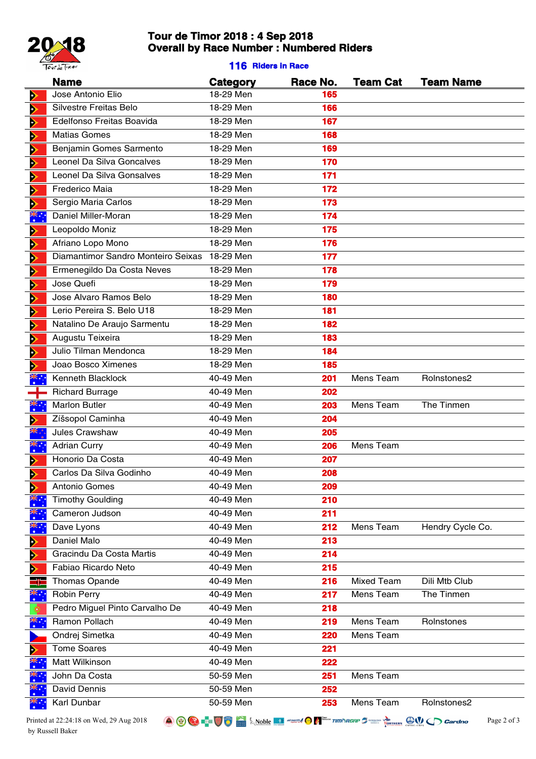# Tour de Timor 2018 : 4 Sep 2018
## Overall by Race Number : Numbered Riders

**116 Riders in Race**

| Name | Category | Race No. | Team Cat | Team Name |
|---|---|---|---|---|
| Jose Antonio Elio | 18-29 Men | 165 | | |
| Silvestre Freitas Belo | 18-29 Men | 166 | | |
| Edelfonso Freitas Boavida | 18-29 Men | 167 | | |
| Matias Gomes | 18-29 Men | 168 | | |
| Benjamin Gomes Sarmento | 18-29 Men | 169 | | |
| Leonel Da Silva Goncalves | 18-29 Men | 170 | | |
| Leonel Da Silva Gonsalves | 18-29 Men | 171 | | |
| Frederico Maia | 18-29 Men | 172 | | |
| Sergio Maria Carlos | 18-29 Men | 173 | | |
| Daniel Miller-Moran | 18-29 Men | 174 | | |
| Leopoldo Moniz | 18-29 Men | 175 | | |
| Afriano Lopo Mono | 18-29 Men | 176 | | |
| Diamantimor Sandro Monteiro Seixas | 18-29 Men | 177 | | |
| Ermenegildo Da Costa Neves | 18-29 Men | 178 | | |
| Jose Quefi | 18-29 Men | 179 | | |
| Jose Alvaro Ramos Belo | 18-29 Men | 180 | | |
| Lerio Pereira S. Belo U18 | 18-29 Men | 181 | | |
| Natalino De Araujo Sarmentu | 18-29 Men | 182 | | |
| Augustu Teixeira | 18-29 Men | 183 | | |
| Julio Tilman Mendonca | 18-29 Men | 184 | | |
| Joao Bosco Ximenes | 18-29 Men | 185 | | |
| Kenneth Blacklock | 40-49 Men | 201 | Mens Team | Rolnstones2 |
| Richard Burrage | 40-49 Men | 202 | | |
| Marlon Butler | 40-49 Men | 203 | Mens Team | The Tinmen |
| Zíšsopol Caminha | 40-49 Men | 204 | | |
| Jules Crawshaw | 40-49 Men | 205 | | |
| Adrian Curry | 40-49 Men | 206 | Mens Team | |
| Honorio Da Costa | 40-49 Men | 207 | | |
| Carlos Da Silva Godinho | 40-49 Men | 208 | | |
| Antonio Gomes | 40-49 Men | 209 | | |
| Timothy Goulding | 40-49 Men | 210 | | |
| Cameron Judson | 40-49 Men | 211 | | |
| Dave Lyons | 40-49 Men | 212 | Mens Team | Hendry Cycle Co. |
| Daniel Malo | 40-49 Men | 213 | | |
| Gracindu Da Costa Martis | 40-49 Men | 214 | | |
| Fabiao Ricardo Neto | 40-49 Men | 215 | | |
| Thomas Opande | 40-49 Men | 216 | Mixed Team | Dili Mtb Club |
| Robin Perry | 40-49 Men | 217 | Mens Team | The Tinmen |
| Pedro Miguel Pinto Carvalho De | 40-49 Men | 218 | | |
| Ramon Pollach | 40-49 Men | 219 | Mens Team | Rolnstones |
| Ondrej Simetka | 40-49 Men | 220 | Mens Team | |
| Tome Soares | 40-49 Men | 221 | | |
| Matt Wilkinson | 40-49 Men | 222 | | |
| John Da Costa | 50-59 Men | 251 | Mens Team | |
| David Dennis | 50-59 Men | 252 | | |
| Karl Dunbar | 50-59 Men | 253 | Mens Team | Rolnstones2 |

Printed at 22:24:18 on Wed, 29 Aug 2018 by Russell Baker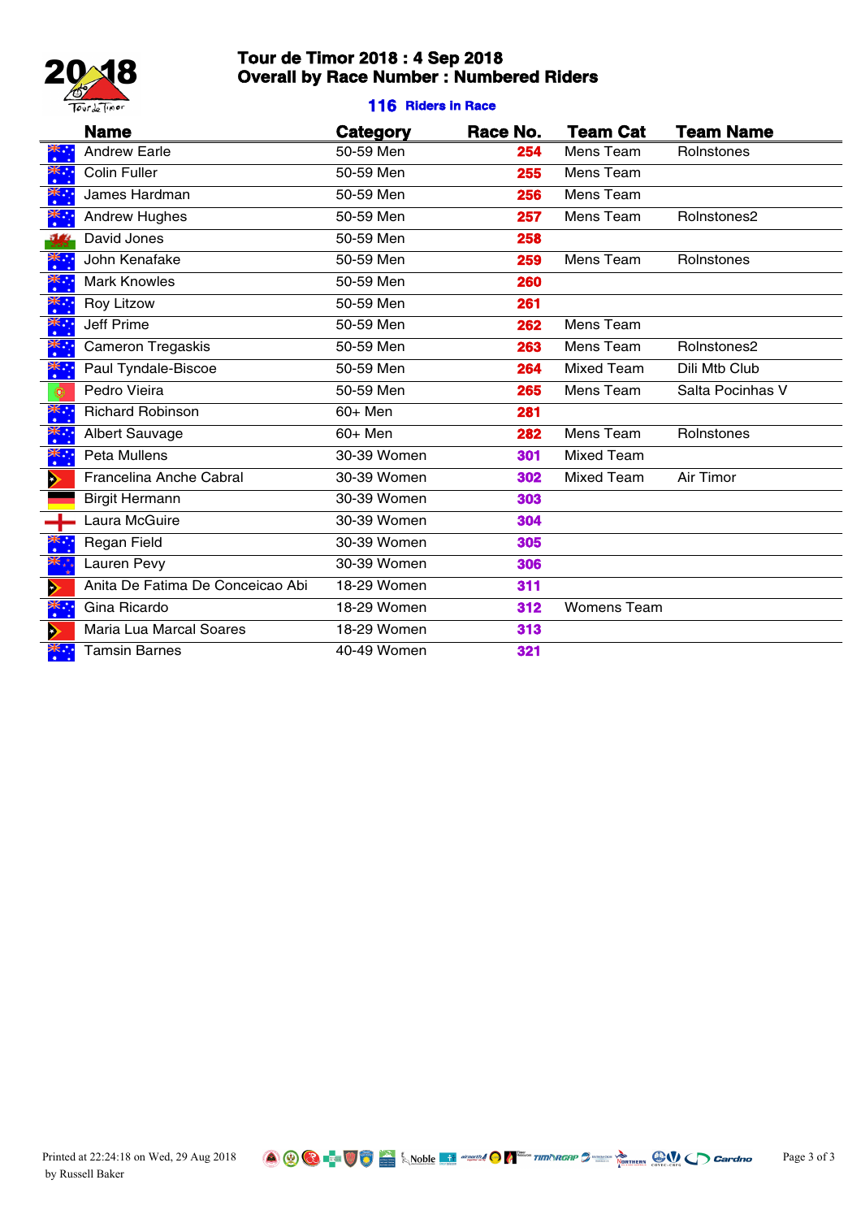# Tour de Timor 2018 : 4 Sep 2018
## Overall by Race Number : Numbered Riders

**116 Riders in Race**

| Name | Category | Race No. | Team Cat | Team Name |
|---|---|---|---|---|
| Andrew Earle | 50-59 Men | 254 | Mens Team | Rolnstones |
| Colin Fuller | 50-59 Men | 255 | Mens Team | |
| James Hardman | 50-59 Men | 256 | Mens Team | |
| Andrew Hughes | 50-59 Men | 257 | Mens Team | Rolnstones2 |
| David Jones | 50-59 Men | 258 | | |
| John Kenafake | 50-59 Men | 259 | Mens Team | Rolnstones |
| Mark Knowles | 50-59 Men | 260 | | |
| Roy Litzow | 50-59 Men | 261 | | |
| Jeff Prime | 50-59 Men | 262 | Mens Team | |
| Cameron Tregaskis | 50-59 Men | 263 | Mens Team | Rolnstones2 |
| Paul Tyndale-Biscoe | 50-59 Men | 264 | Mixed Team | Dili Mtb Club |
| Pedro Vieira | 50-59 Men | 265 | Mens Team | Salta Pocinhas V |
| Richard Robinson | 60+ Men | 281 | | |
| Albert Sauvage | 60+ Men | 282 | Mens Team | Rolnstones |
| Peta Mullens | 30-39 Women | 301 | Mixed Team | |
| Francelina Anche Cabral | 30-39 Women | 302 | Mixed Team | Air Timor |
| Birgit Hermann | 30-39 Women | 303 | | |
| Laura McGuire | 30-39 Women | 304 | | |
| Regan Field | 30-39 Women | 305 | | |
| Lauren Pevy | 30-39 Women | 306 | | |
| Anita De Fatima De Conceicao Abi | 18-29 Women | 311 | | |
| Gina Ricardo | 18-29 Women | 312 | Womens Team | |
| Maria Lua Marcal Soares | 18-29 Women | 313 | | |
| Tamsin Barnes | 40-49 Women | 321 | | |

Printed at 22:24:18 on Wed, 29 Aug 2018
by Russell Baker